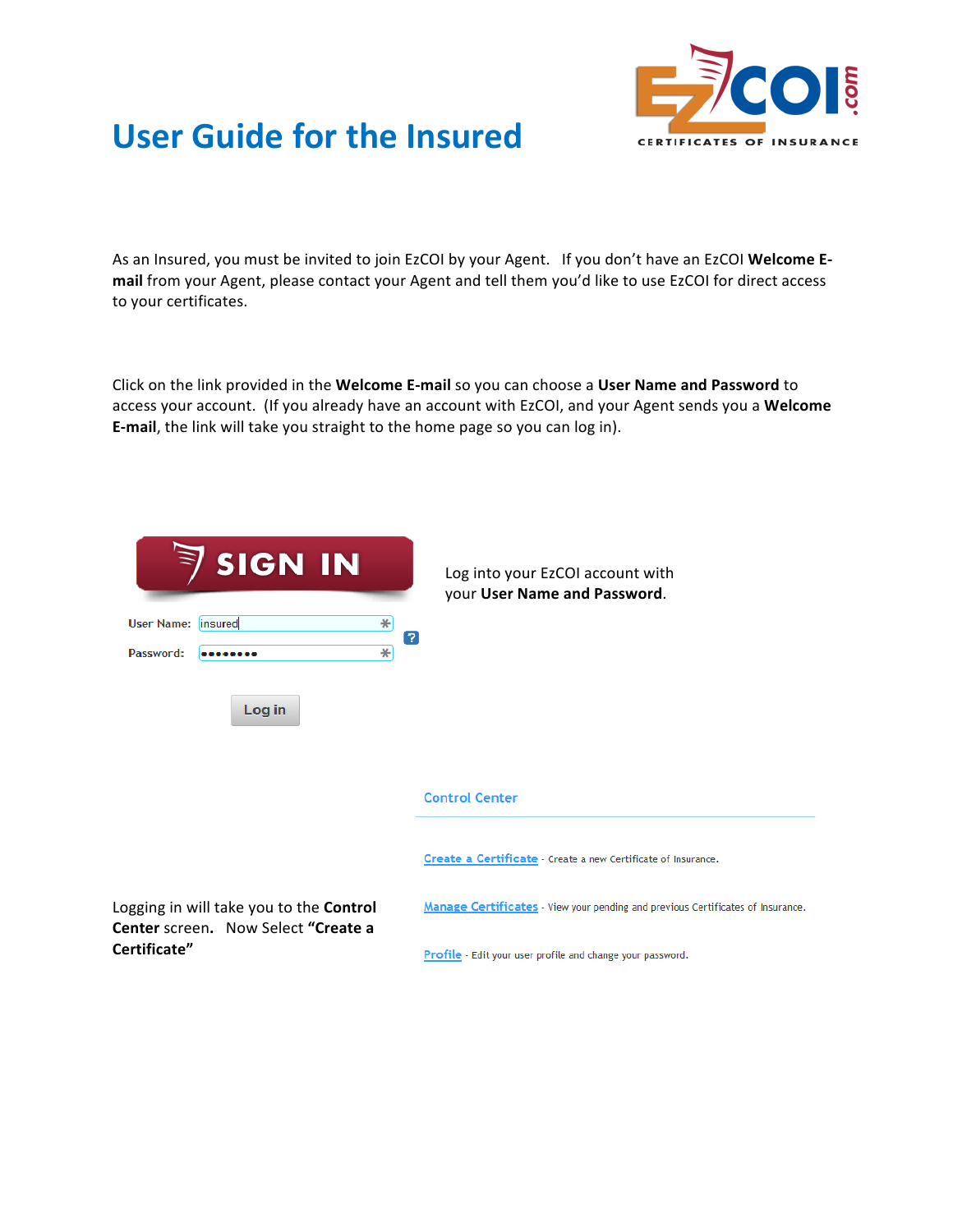# User Guide for the Insured

EZCOI.com
CERTIFICATES OF INSURANCE

As an Insured, you must be invited to join EzCOI by your Agent. If you don't have an EzCOI **Welcome E-mail** from your Agent, please contact your Agent and tell them you'd like to use EzCOI for direct access to your certificates.

Click on the link provided in the **Welcome E-mail** so you can choose a **User Name and Password** to access your account. (If you already have an account with EzCOI, and your Agent sends you a **Welcome E-mail**, the link will take you straight to the home page so you can log in).

SIGN IN

User Name: insured

Password: ••••••••

Log in

Log into your EzCOI account with your **User Name and Password**.

Control Center

Create a Certificate - Create a new Certificate of Insurance.

Manage Certificates - View your pending and previous Certificates of Insurance.

Profile - Edit your user profile and change your password.

Logging in will take you to the **Control Center** screen. Now Select **"Create a Certificate"**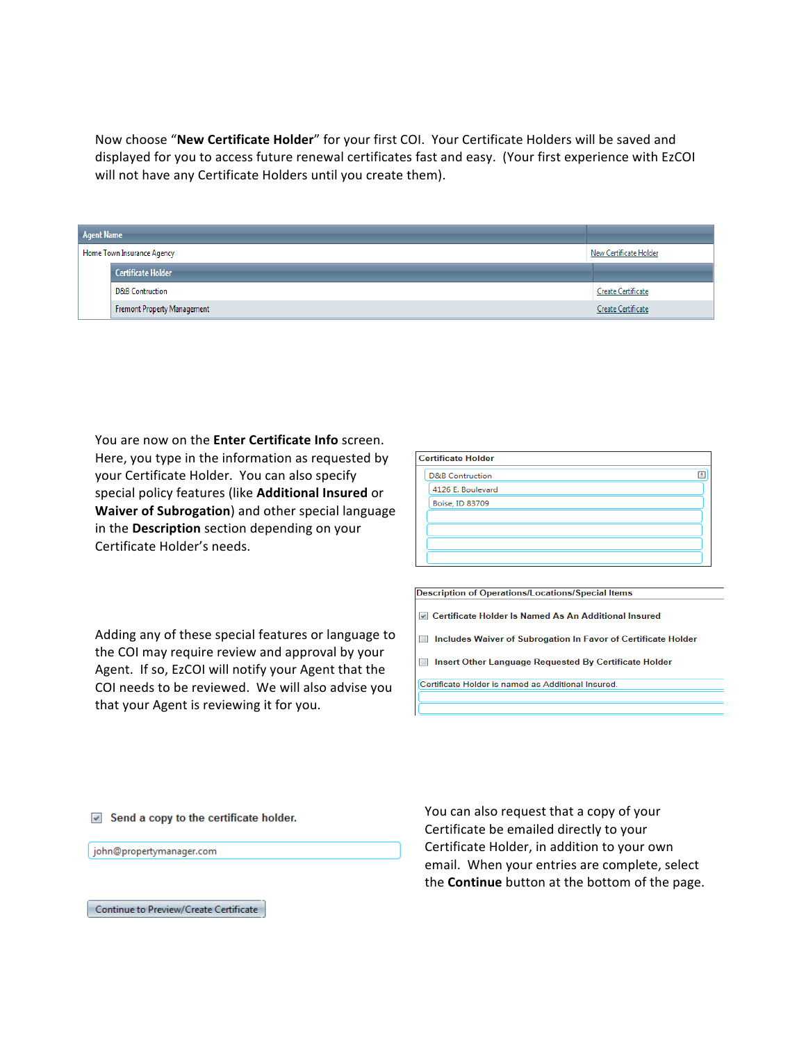Now choose "**New Certificate Holder**" for your first COI. Your Certificate Holders will be saved and displayed for you to access future renewal certificates fast and easy. (Your first experience with EzCOI will not have any Certificate Holders until you create them).

| Agent Name | |
|---|---|
| Home Town Insurance Agency | New Certificate Holder |
| Certificate Holder | |
| D&B Contruction | Create Certificate |
| Fremont Property Management | Create Certificate |

You are now on the **Enter Certificate Info** screen. Here, you type in the information as requested by your Certificate Holder. You can also specify special policy features (like **Additional Insured** or **Waiver of Subrogation**) and other special language in the **Description** section depending on your Certificate Holder's needs.

**Certificate Holder**

D&B Contruction
4126 E. Boulevard
Boise, ID 83709

**Description of Operations/Locations/Special Items**

- [x] Certificate Holder Is Named As An Additional Insured
- [ ] Includes Waiver of Subrogation In Favor of Certificate Holder
- [ ] Insert Other Language Requested By Certificate Holder

Certificate Holder is named as Additional Insured.

Adding any of these special features or language to the COI may require review and approval by your Agent. If so, EzCOI will notify your Agent that the COI needs to be reviewed. We will also advise you that your Agent is reviewing it for you.

- [x] **Send a copy to the certificate holder.**

john@propertymanager.com

Continue to Preview/Create Certificate

You can also request that a copy of your Certificate be emailed directly to your Certificate Holder, in addition to your own email. When your entries are complete, select the **Continue** button at the bottom of the page.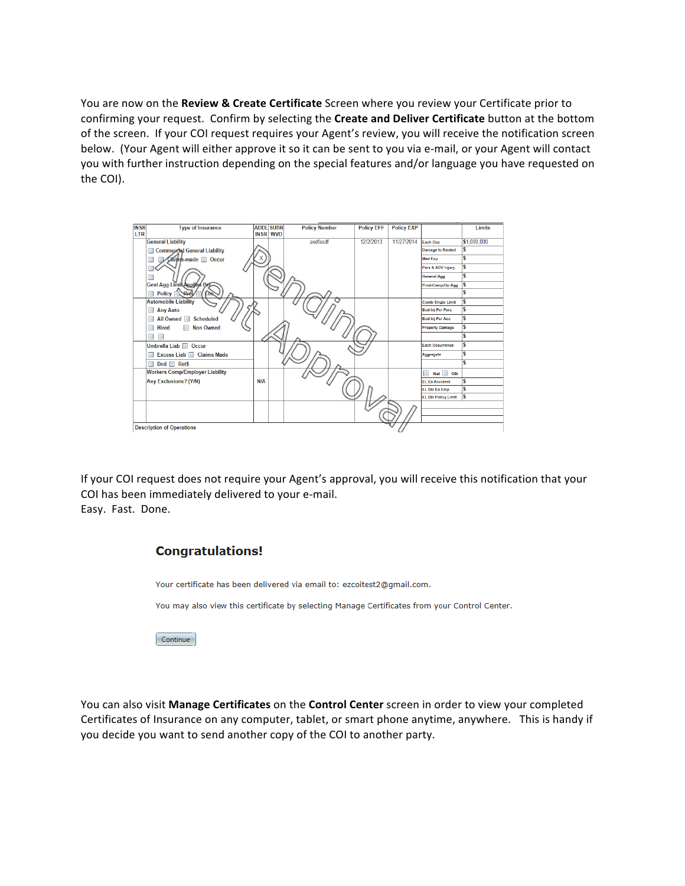You are now on the **Review & Create Certificate** Screen where you review your Certificate prior to confirming your request. Confirm by selecting the **Create and Deliver Certificate** button at the bottom of the screen. If your COI request requires your Agent's review, you will receive the notification screen below. (Your Agent will either approve it so it can be sent to you via e-mail, or your Agent will contact you with further instruction depending on the special features and/or language you have requested on the COI).

| INSR LTR | Type of Insurance | ADDL INSR | SUBR WVD | Policy Number | Policy EFF | Policy EXP | | Limits |
|---|---|---|---|---|---|---|---|---|
| | General Liability | | | asdfasdf | 12/2/2013 | 11/27/2014 | Each Occ | $1,000,000 |
| | Commercial General Liability | X | | | | | Damage to Rented | $ |
| | Claims-made Occur | | | | | | Med Exp | $ |
| | | | | | | | Pers & ADV Injury | $ |
| | | | | | | | General Agg | $ |
| | Genl Agg Limit Applies Per | | | | | | Prod-Comp/Op Agg | $ |
| | Policy Proj Loc | | | | | | | $ |
| | Automobile Liability | | | | | | Comb Single Limit | $ |
| | Any Auto | | | | | | Bod Inj Per Pers | $ |
| | All Owned Scheduled | | | | | | Bod Inj Per Acc | $ |
| | Hired Non Owned | | | | | | Property Damage | $ |
| | | | | | | | | $ |
| | Umbrella Liab Occur | | | | | | Each Occurrence | $ |
| | Excess Liab Claims Made | | | | | | Aggregate | $ |
| | Ded Ret$ | | | | | | | $ |
| | Workers Comp/Employer Liability | | | | | | Stat Oth | |
| | Any Exclusions? (Y/N) | N/A | | | | | EL Ea Accident | $ |
| | | | | | | | EL Dis Ea Emp | $ |
| | | | | | | | EL Dis Policy Limit | $ |

Description of Operations

Agent Pending Approval

If your COI request does not require your Agent's approval, you will receive this notification that your COI has been immediately delivered to your e-mail.
Easy. Fast. Done.

## Congratulations!

Your certificate has been delivered via email to: ezcoitest2@gmail.com.

You may also view this certificate by selecting Manage Certificates from your Control Center.

Continue

You can also visit **Manage Certificates** on the **Control Center** screen in order to view your completed Certificates of Insurance on any computer, tablet, or smart phone anytime, anywhere. This is handy if you decide you want to send another copy of the COI to another party.